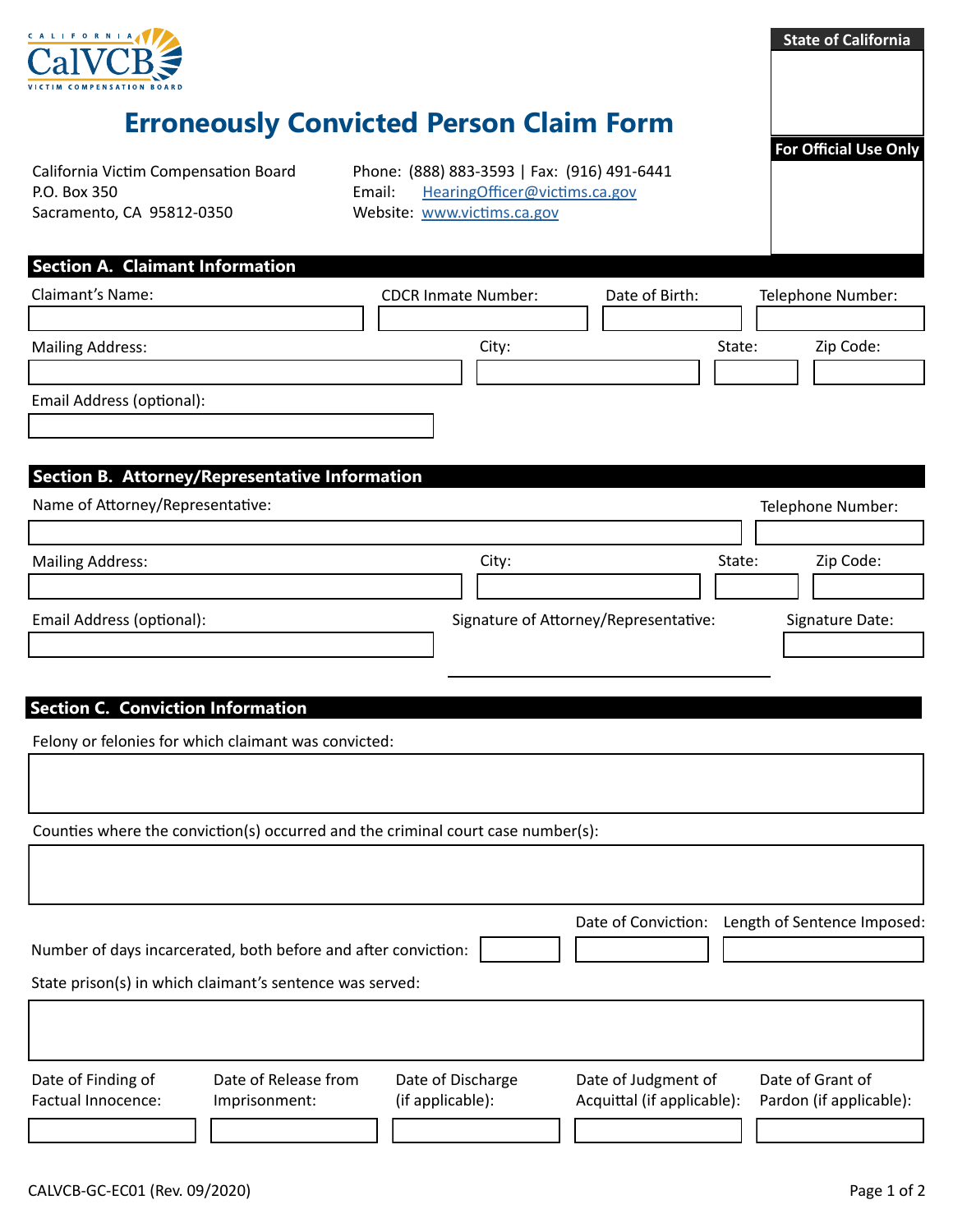CALIFORNIA CalVCB VICTIM COMPENSATION BOARD

**State of California**

**For Official Use Only**

# Erroneously Convicted Person Claim Form

California Victim Compensation Board
P.O. Box 350
Sacramento, CA 95812-0350

Phone: (888) 883-3593 | Fax: (916) 491-6441
Email: HearingOfficer@victims.ca.gov
Website: www.victims.ca.gov

## Section A. Claimant Information

| Claimant's Name: | CDCR Inmate Number: | Date of Birth: | Telephone Number: |
|---|---|---|---|
| | | | |

| Mailing Address: | City: | State: | Zip Code: |
|---|---|---|---|
| | | | |

Email Address (optional):

## Section B. Attorney/Representative Information

| Name of Attorney/Representative: | Telephone Number: |
|---|---|
| | |

| Mailing Address: | City: | State: | Zip Code: |
|---|---|---|---|
| | | | |

| Email Address (optional): | Signature of Attorney/Representative: | Signature Date: |
|---|---|---|
| | | |

## Section C. Conviction Information

Felony or felonies for which claimant was convicted:

Counties where the conviction(s) occurred and the criminal court case number(s):

| Number of days incarcerated, both before and after conviction: | Date of Conviction: | Length of Sentence Imposed: |
|---|---|---|
| | | |

State prison(s) in which claimant's sentence was served:

| Date of Finding of Factual Innocence: | Date of Release from Imprisonment: | Date of Discharge (if applicable): | Date of Judgment of Acquittal (if applicable): | Date of Grant of Pardon (if applicable): |
|---|---|---|---|---|
| | | | | |

CALVCB-GC-EC01 (Rev. 09/2020)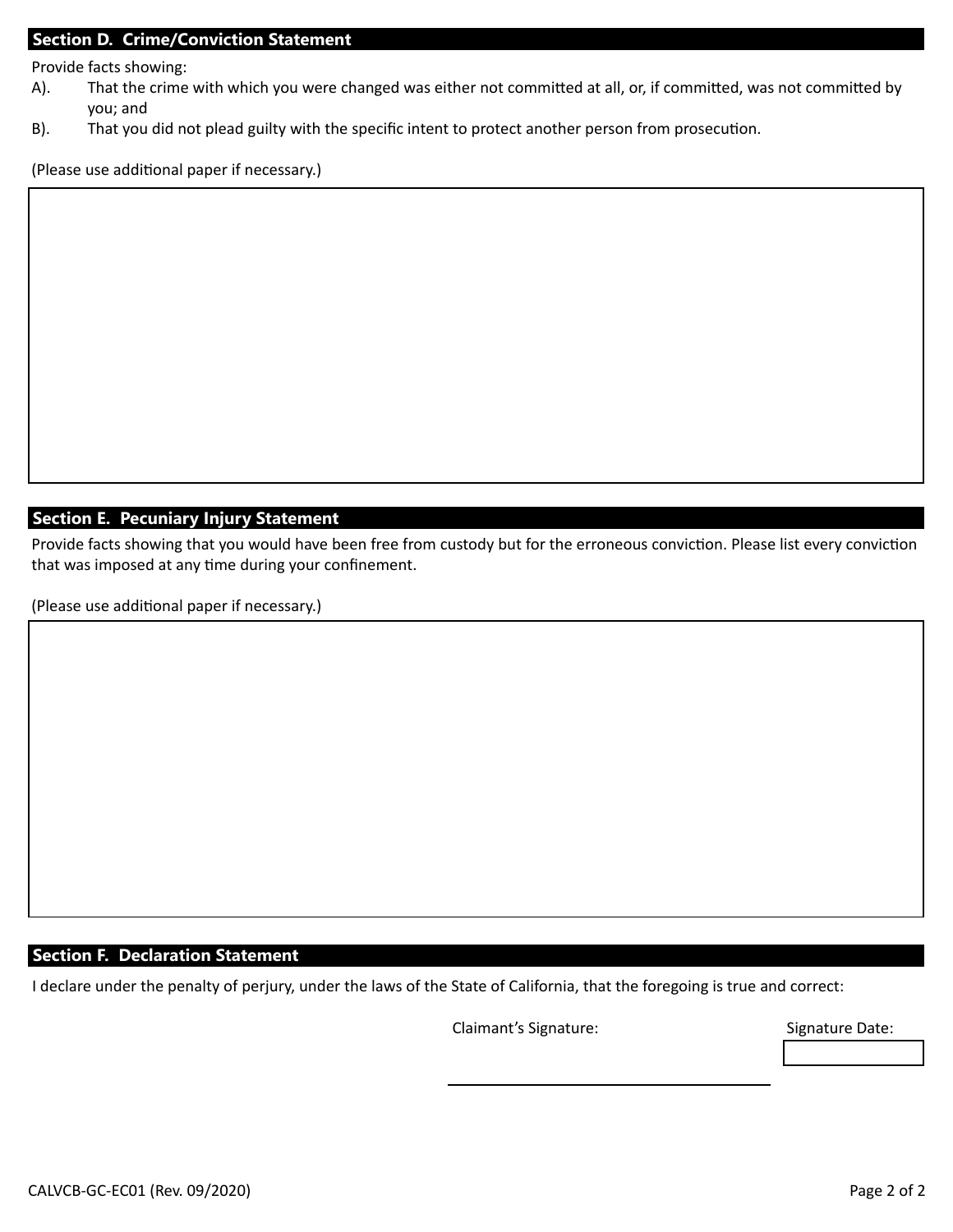## Section D. Crime/Conviction Statement

Provide facts showing:

A). That the crime with which you were changed was either not committed at all, or, if committed, was not committed by you; and

B). That you did not plead guilty with the specific intent to protect another person from prosecution.

(Please use additional paper if necessary.)

## Section E. Pecuniary Injury Statement

Provide facts showing that you would have been free from custody but for the erroneous conviction. Please list every conviction that was imposed at any time during your confinement.

(Please use additional paper if necessary.)

## Section F. Declaration Statement

I declare under the penalty of perjury, under the laws of the State of California, that the foregoing is true and correct:

Claimant's Signature: \_\_\_\_\_\_\_\_\_\_\_\_\_\_\_\_\_\_\_\_

Signature Date:

CALVCB-GC-EC01 (Rev. 09/2020)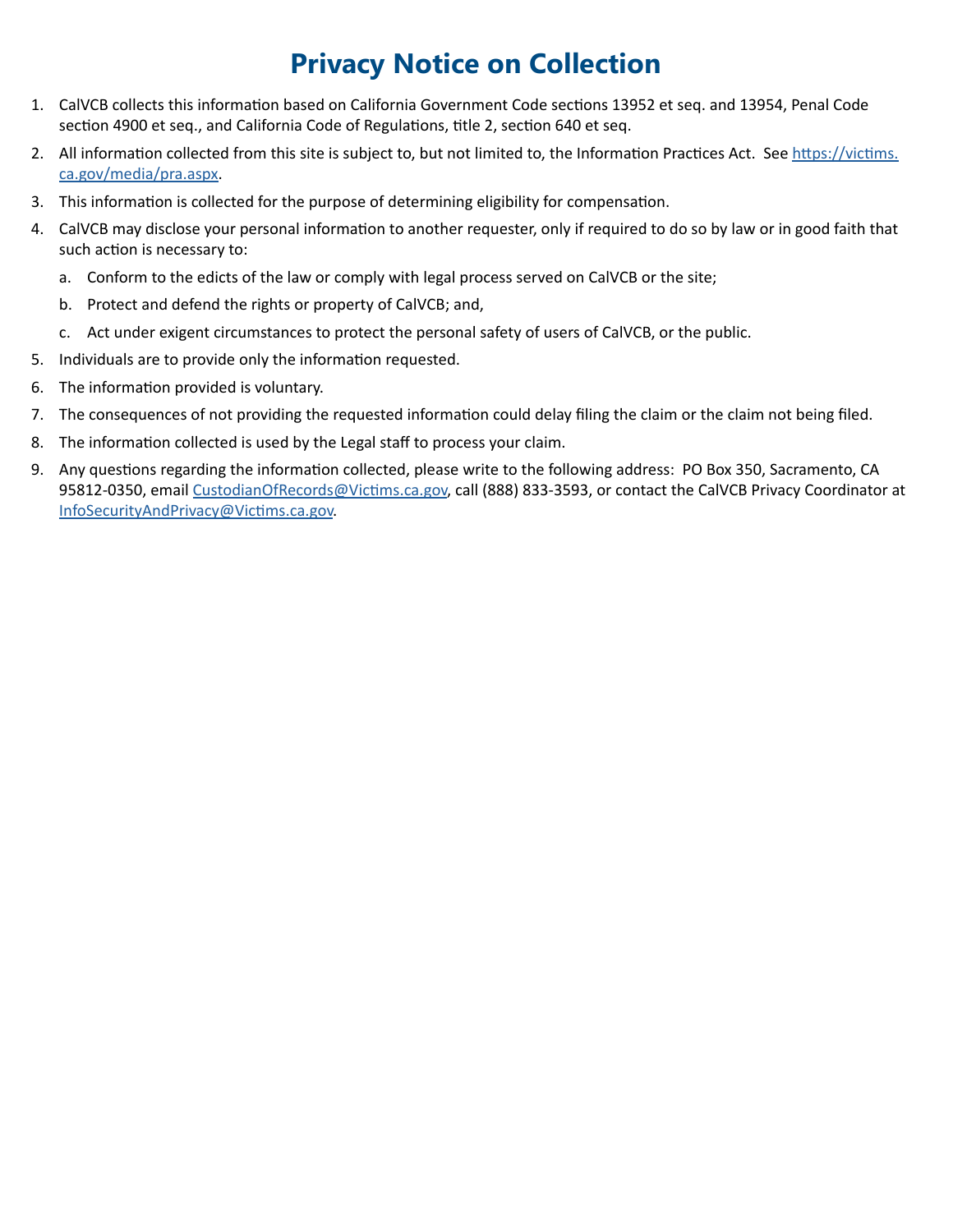# Privacy Notice on Collection

1. CalVCB collects this information based on California Government Code sections 13952 et seq. and 13954, Penal Code section 4900 et seq., and California Code of Regulations, title 2, section 640 et seq.
2. All information collected from this site is subject to, but not limited to, the Information Practices Act. See [https://victims.ca.gov/media/pra.aspx](https://victims.ca.gov/media/pra.aspx).
3. This information is collected for the purpose of determining eligibility for compensation.
4. CalVCB may disclose your personal information to another requester, only if required to do so by law or in good faith that such action is necessary to:
   a. Conform to the edicts of the law or comply with legal process served on CalVCB or the site;
   b. Protect and defend the rights or property of CalVCB; and,
   c. Act under exigent circumstances to protect the personal safety of users of CalVCB, or the public.
5. Individuals are to provide only the information requested.
6. The information provided is voluntary.
7. The consequences of not providing the requested information could delay filing the claim or the claim not being filed.
8. The information collected is used by the Legal staff to process your claim.
9. Any questions regarding the information collected, please write to the following address: PO Box 350, Sacramento, CA 95812-0350, email [CustodianOfRecords@Victims.ca.gov](mailto:CustodianOfRecords@Victims.ca.gov), call (888) 833-3593, or contact the CalVCB Privacy Coordinator at [InfoSecurityAndPrivacy@Victims.ca.gov](mailto:InfoSecurityAndPrivacy@Victims.ca.gov).